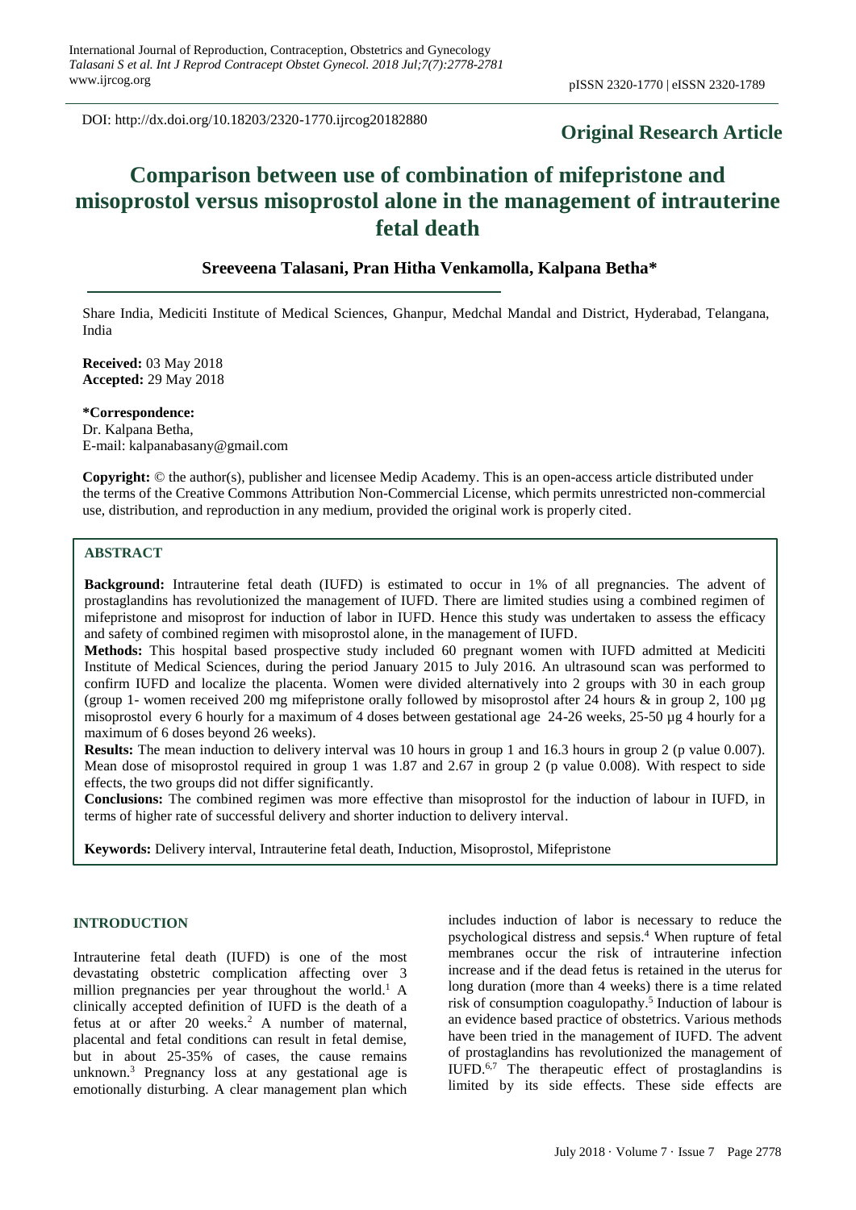DOI: http://dx.doi.org/10.18203/2320-1770.ijrcog20182880

**Original Research Article**

# Comparison between use of combination of mifepristone and misoprostol versus misoprostol alone in the management of intrauterine fetal death

**Sreeveena Talasani, Pran Hitha Venkamolla, Kalpana Betha***

Share India, Mediciti Institute of Medical Sciences, Ghanpur, Medchal Mandal and District, Hyderabad, Telangana, India

**Received:** 03 May 2018
**Accepted:** 29 May 2018

**\*Correspondence:**
Dr. Kalpana Betha,
E-mail: kalpanabasany@gmail.com

**Copyright:** © the author(s), publisher and licensee Medip Academy. This is an open-access article distributed under the terms of the Creative Commons Attribution Non-Commercial License, which permits unrestricted non-commercial use, distribution, and reproduction in any medium, provided the original work is properly cited.

## ABSTRACT

**Background:** Intrauterine fetal death (IUFD) is estimated to occur in 1% of all pregnancies. The advent of prostaglandins has revolutionized the management of IUFD. There are limited studies using a combined regimen of mifepristone and misoprost for induction of labor in IUFD. Hence this study was undertaken to assess the efficacy and safety of combined regimen with misoprostol alone, in the management of IUFD.

**Methods:** This hospital based prospective study included 60 pregnant women with IUFD admitted at Mediciti Institute of Medical Sciences, during the period January 2015 to July 2016. An ultrasound scan was performed to confirm IUFD and localize the placenta. Women were divided alternatively into 2 groups with 30 in each group (group 1- women received 200 mg mifepristone orally followed by misoprostol after 24 hours & in group 2, 100 µg misoprostol every 6 hourly for a maximum of 4 doses between gestational age 24-26 weeks, 25-50 µg 4 hourly for a maximum of 6 doses beyond 26 weeks).

**Results:** The mean induction to delivery interval was 10 hours in group 1 and 16.3 hours in group 2 (p value 0.007). Mean dose of misoprostol required in group 1 was 1.87 and 2.67 in group 2 (p value 0.008). With respect to side effects, the two groups did not differ significantly.

**Conclusions:** The combined regimen was more effective than misoprostol for the induction of labour in IUFD, in terms of higher rate of successful delivery and shorter induction to delivery interval.

**Keywords:** Delivery interval, Intrauterine fetal death, Induction, Misoprostol, Mifepristone

## INTRODUCTION

Intrauterine fetal death (IUFD) is one of the most devastating obstetric complication affecting over 3 million pregnancies per year throughout the world.[1] A clinically accepted definition of IUFD is the death of a fetus at or after 20 weeks.[2] A number of maternal, placental and fetal conditions can result in fetal demise, but in about 25-35% of cases, the cause remains unknown.[3] Pregnancy loss at any gestational age is emotionally disturbing. A clear management plan which includes induction of labor is necessary to reduce the psychological distress and sepsis.[4] When rupture of fetal membranes occur the risk of intrauterine infection increase and if the dead fetus is retained in the uterus for long duration (more than 4 weeks) there is a time related risk of consumption coagulopathy.[5] Induction of labour is an evidence based practice of obstetrics. Various methods have been tried in the management of IUFD. The advent of prostaglandins has revolutionized the management of IUFD.[6,7] The therapeutic effect of prostaglandins is limited by its side effects. These side effects are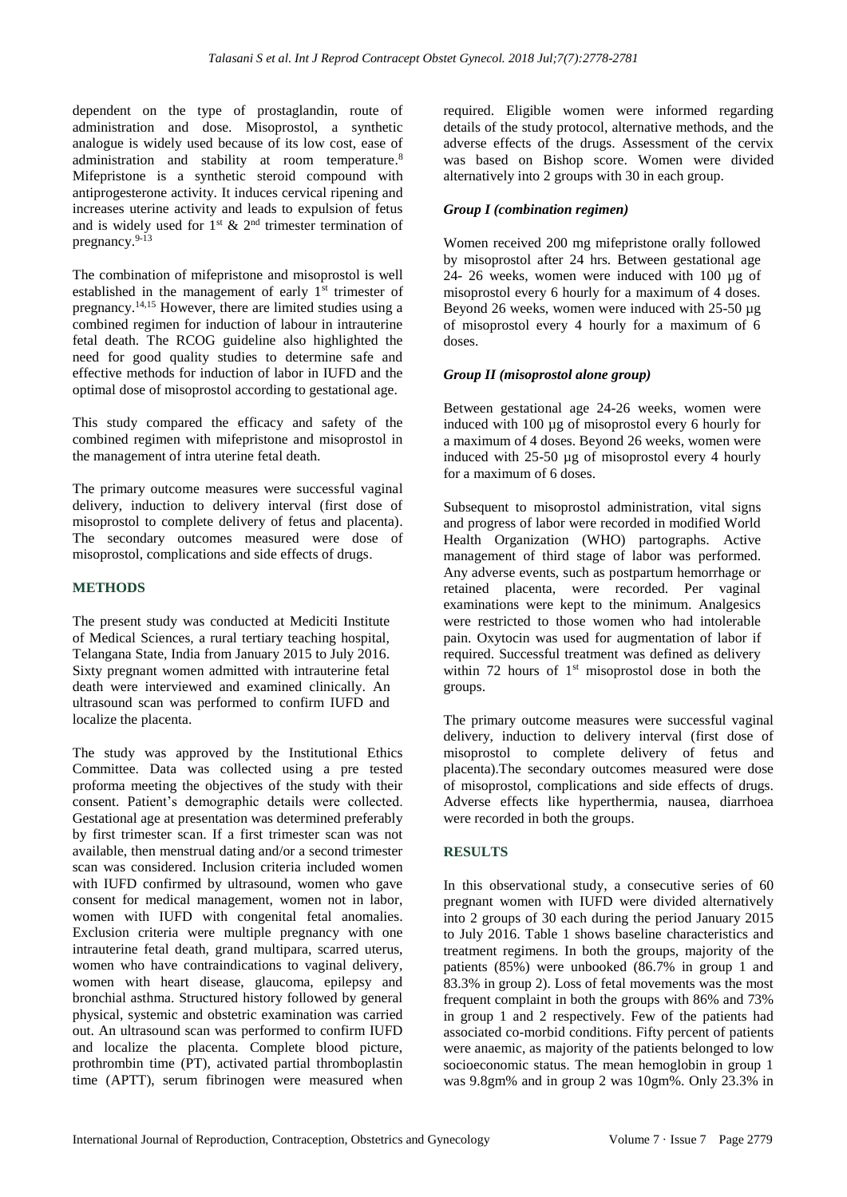dependent on the type of prostaglandin, route of administration and dose. Misoprostol, a synthetic analogue is widely used because of its low cost, ease of administration and stability at room temperature.[8] Mifepristone is a synthetic steroid compound with antiprogesterone activity. It induces cervical ripening and increases uterine activity and leads to expulsion of fetus and is widely used for 1st & 2nd trimester termination of pregnancy.[9-13]

The combination of mifepristone and misoprostol is well established in the management of early 1st trimester of pregnancy.[14,15] However, there are limited studies using a combined regimen for induction of labour in intrauterine fetal death. The RCOG guideline also highlighted the need for good quality studies to determine safe and effective methods for induction of labor in IUFD and the optimal dose of misoprostol according to gestational age.

This study compared the efficacy and safety of the combined regimen with mifepristone and misoprostol in the management of intra uterine fetal death.

The primary outcome measures were successful vaginal delivery, induction to delivery interval (first dose of misoprostol to complete delivery of fetus and placenta). The secondary outcomes measured were dose of misoprostol, complications and side effects of drugs.

## METHODS

The present study was conducted at Mediciti Institute of Medical Sciences, a rural tertiary teaching hospital, Telangana State, India from January 2015 to July 2016. Sixty pregnant women admitted with intrauterine fetal death were interviewed and examined clinically. An ultrasound scan was performed to confirm IUFD and localize the placenta.

The study was approved by the Institutional Ethics Committee. Data was collected using a pre tested proforma meeting the objectives of the study with their consent. Patient's demographic details were collected. Gestational age at presentation was determined preferably by first trimester scan. If a first trimester scan was not available, then menstrual dating and/or a second trimester scan was considered. Inclusion criteria included women with IUFD confirmed by ultrasound, women who gave consent for medical management, women not in labor, women with IUFD with congenital fetal anomalies. Exclusion criteria were multiple pregnancy with one intrauterine fetal death, grand multipara, scarred uterus, women who have contraindications to vaginal delivery, women with heart disease, glaucoma, epilepsy and bronchial asthma. Structured history followed by general physical, systemic and obstetric examination was carried out. An ultrasound scan was performed to confirm IUFD and localize the placenta. Complete blood picture, prothrombin time (PT), activated partial thromboplastin time (APTT), serum fibrinogen were measured when required. Eligible women were informed regarding details of the study protocol, alternative methods, and the adverse effects of the drugs. Assessment of the cervix was based on Bishop score. Women were divided alternatively into 2 groups with 30 in each group.

### *Group I (combination regimen)*

Women received 200 mg mifepristone orally followed by misoprostol after 24 hrs. Between gestational age 24- 26 weeks, women were induced with 100 µg of misoprostol every 6 hourly for a maximum of 4 doses. Beyond 26 weeks, women were induced with 25-50 µg of misoprostol every 4 hourly for a maximum of 6 doses.

### *Group II (misoprostol alone group)*

Between gestational age 24-26 weeks, women were induced with 100 µg of misoprostol every 6 hourly for a maximum of 4 doses. Beyond 26 weeks, women were induced with 25-50 µg of misoprostol every 4 hourly for a maximum of 6 doses.

Subsequent to misoprostol administration, vital signs and progress of labor were recorded in modified World Health Organization (WHO) partographs. Active management of third stage of labor was performed. Any adverse events, such as postpartum hemorrhage or retained placenta, were recorded. Per vaginal examinations were kept to the minimum. Analgesics were restricted to those women who had intolerable pain. Oxytocin was used for augmentation of labor if required. Successful treatment was defined as delivery within 72 hours of 1st misoprostol dose in both the groups.

The primary outcome measures were successful vaginal delivery, induction to delivery interval (first dose of misoprostol to complete delivery of fetus and placenta).The secondary outcomes measured were dose of misoprostol, complications and side effects of drugs. Adverse effects like hyperthermia, nausea, diarrhoea were recorded in both the groups.

## RESULTS

In this observational study, a consecutive series of 60 pregnant women with IUFD were divided alternively into 2 groups of 30 each during the period January 2015 to July 2016. Table 1 shows baseline characteristics and treatment regimens. In both the groups, majority of the patients (85%) were unbooked (86.7% in group 1 and 83.3% in group 2). Loss of fetal movements was the most frequent complaint in both the groups with 86% and 73% in group 1 and 2 respectively. Few of the patients had associated co-morbid conditions. Fifty percent of patients were anaemic, as majority of the patients belonged to low socioeconomic status. The mean hemoglobin in group 1 was 9.8gm% and in group 2 was 10gm%. Only 23.3% in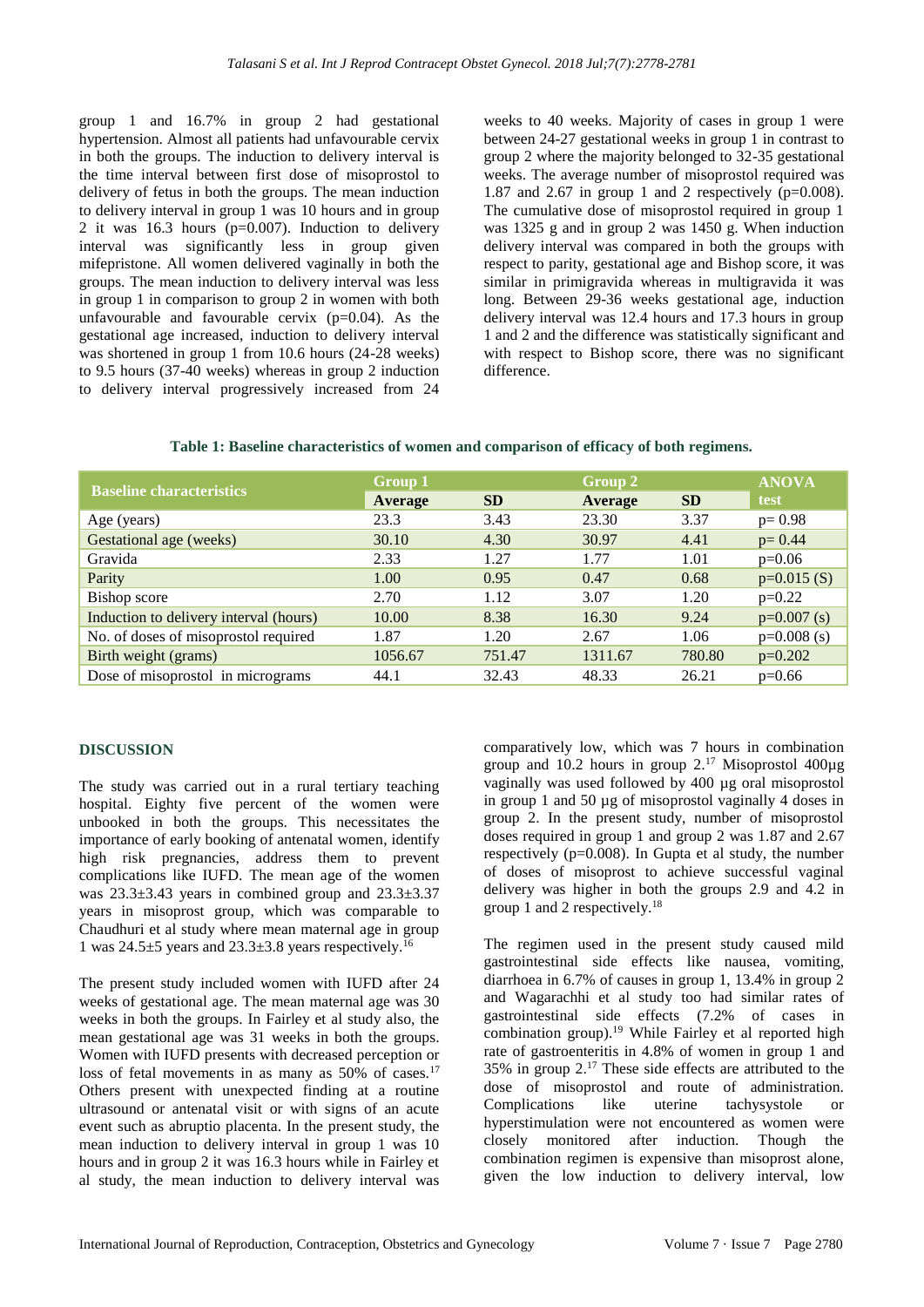group 1 and 16.7% in group 2 had gestational hypertension. Almost all patients had unfavourable cervix in both the groups. The induction to delivery interval is the time interval between first dose of misoprostol to delivery of fetus in both the groups. The mean induction to delivery interval in group 1 was 10 hours and in group 2 it was 16.3 hours (p=0.007). Induction to delivery interval was significantly less in group given mifepristone. All women delivered vaginally in both the groups. The mean induction to delivery interval was less in group 1 in comparison to group 2 in women with both unfavourable and favourable cervix (p=0.04). As the gestational age increased, induction to delivery interval was shortened in group 1 from 10.6 hours (24-28 weeks) to 9.5 hours (37-40 weeks) whereas in group 2 induction to delivery interval progressively increased from 24 weeks to 40 weeks. Majority of cases in group 1 were between 24-27 gestational weeks in group 1 in contrast to group 2 where the majority belonged to 32-35 gestational weeks. The average number of misoprostol required was 1.87 and 2.67 in group 1 and 2 respectively (p=0.008). The cumulative dose of misoprostol required in group 1 was 1325 g and in group 2 was 1450 g. When induction delivery interval was compared in both the groups with respect to parity, gestational age and Bishop score, it was similar in primigravida whereas in multigravida it was long. Between 29-36 weeks gestational age, induction delivery interval was 12.4 hours and 17.3 hours in group 1 and 2 and the difference was statistically significant and with respect to Bishop score, there was no significant difference.

**Table 1: Baseline characteristics of women and comparison of efficacy of both regimens.**

| Baseline characteristics | Group 1 | | Group 2 | | ANOVA test |
|---|---|---|---|---|---|
| | Average | SD | Average | SD | |
| Age (years) | 23.3 | 3.43 | 23.30 | 3.37 | p= 0.98 |
| Gestational age (weeks) | 30.10 | 4.30 | 30.97 | 4.41 | p= 0.44 |
| Gravida | 2.33 | 1.27 | 1.77 | 1.01 | p=0.06 |
| Parity | 1.00 | 0.95 | 0.47 | 0.68 | p=0.015 (S) |
| Bishop score | 2.70 | 1.12 | 3.07 | 1.20 | p=0.22 |
| Induction to delivery interval (hours) | 10.00 | 8.38 | 16.30 | 9.24 | p=0.007 (s) |
| No. of doses of misoprostol required | 1.87 | 1.20 | 2.67 | 1.06 | p=0.008 (s) |
| Birth weight (grams) | 1056.67 | 751.47 | 1311.67 | 780.80 | p=0.202 |
| Dose of misoprostol in micrograms | 44.1 | 32.43 | 48.33 | 26.21 | p=0.66 |

## DISCUSSION

The study was carried out in a rural tertiary teaching hospital. Eighty five percent of the women were unbooked in both the groups. This necessitates the importance of early booking of antenatal women, identify high risk pregnancies, address them to prevent complications like IUFD. The mean age of the women was 23.3±3.43 years in combined group and 23.3±3.37 years in misoprost group, which was comparable to Chaudhuri et al study where mean maternal age in group 1 was 24.5±5 years and 23.3±3.8 years respectively.[16]

The present study included women with IUFD after 24 weeks of gestational age. The mean maternal age was 30 weeks in both the groups. In Fairley et al study also, the mean gestational age was 31 weeks in both the groups. Women with IUFD presents with decreased perception or loss of fetal movements in as many as 50% of cases.[17] Others present with unexpected finding at a routine ultrasound or antenatal visit or with signs of an acute event such as abruptio placenta. In the present study, the mean induction to delivery interval in group 1 was 10 hours and in group 2 it was 16.3 hours while in Fairley et al study, the mean induction to delivery interval was comparatively low, which was 7 hours in combination group and 10.2 hours in group 2.[17] Misoprostol 400µg vaginally was used followed by 400 µg oral misoprostol in group 1 and 50 µg of misoprostol vaginally 4 doses in group 2. In the present study, number of misoprostol doses required in group 1 and group 2 was 1.87 and 2.67 respectively (p=0.008). In Gupta et al study, the number of doses of misoprost to achieve successful vaginal delivery was higher in both the groups 2.9 and 4.2 in group 1 and 2 respectively.[18]

The regimen used in the present study caused mild gastrointestinal side effects like nausea, vomiting, diarrhoea in 6.7% of causes in group 1, 13.4% in group 2 and Wagarachhi et al study too had similar rates of gastrointestinal side effects (7.2% of cases in combination group).[19] While Fairley et al reported high rate of gastroenteritis in 4.8% of women in group 1 and 35% in group 2.[17] These side effects are attributed to the dose of misoprostol and route of administration. Complications like uterine tachysystole or hyperstimulation were not encountered as women were closely monitored after induction. Though the combination regimen is expensive than misoprost alone, given the low induction to delivery interval, low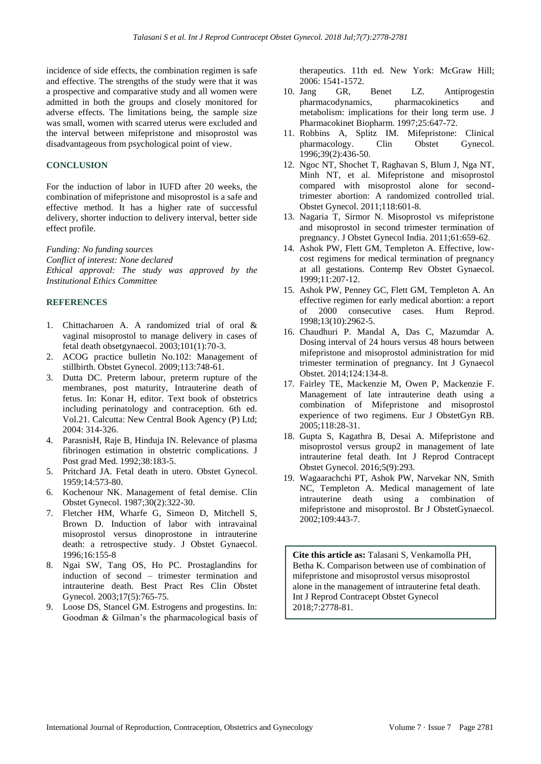incidence of side effects, the combination regimen is safe and effective. The strengths of the study were that it was a prospective and comparative study and all women were admitted in both the groups and closely monitored for adverse effects. The limitations being, the sample size was small, women with scarred uterus were excluded and the interval between mifepristone and misoprostol was disadvantageous from psychological point of view.

## CONCLUSION

For the induction of labor in IUFD after 20 weeks, the combination of mifepristone and misoprostol is a safe and effective method. It has a higher rate of successful delivery, shorter induction to delivery interval, better side effect profile.

*Funding: No funding sources*
*Conflict of interest: None declared*
*Ethical approval: The study was approved by the Institutional Ethics Committee*

## REFERENCES

1. Chittacharoen A. A randomized trial of oral & vaginal misoprostol to manage delivery in cases of fetal death obsetgynaecol. 2003;101(1):70-3.
2. ACOG practice bulletin No.102: Management of stillbirth. Obstet Gynecol. 2009;113:748-61.
3. Dutta DC. Preterm labour, preterm rupture of the membranes, post maturity, Intrauterine death of fetus. In: Konar H, editor. Text book of obstetrics including perinatology and contraception. 6th ed. Vol.21. Calcutta: New Central Book Agency (P) Ltd; 2004: 314-326.
4. ParasnisH, Raje B, Hinduja IN. Relevance of plasma fibrinogen estimation in obstetric complications. J Post grad Med. 1992;38:183-5.
5. Pritchard JA. Fetal death in utero. Obstet Gynecol. 1959;14:573-80.
6. Kochenour NK. Management of fetal demise. Clin Obstet Gynecol. 1987;30(2):322-30.
7. Fletcher HM, Wharfe G, Simeon D, Mitchell S, Brown D. Induction of labor with intravainal misoprostol versus dinoprostone in intrauterine death: a retrospective study. J Obstet Gynaecol. 1996;16:155-8
8. Ngai SW, Tang OS, Ho PC. Prostaglandins for induction of second – trimester termination and intrauterine death. Best Pract Res Clin Obstet Gynecol. 2003;17(5):765-75.
9. Loose DS, Stancel GM. Estrogens and progestins. In: Goodman & Gilman's the pharmacological basis of therapeutics. 11th ed. New York: McGraw Hill; 2006: 1541-1572.
10. Jang GR, Benet LZ. Antiprogestin pharmacodynamics, pharmacokinetics and metabolism: implications for their long term use. J Pharmacokinet Biopharm. 1997;25:647-72.
11. Robbins A, Splitz IM. Mifepristone: Clinical pharmacology. Clin Obstet Gynecol. 1996;39(2):436-50.
12. Ngoc NT, Shochet T, Raghavan S, Blum J, Nga NT, Minh NT, et al. Mifepristone and misoprostol compared with misoprostol alone for second-trimester abortion: A randomized controlled trial. Obstet Gynecol. 2011;118:601-8.
13. Nagaria T, Sirmor N. Misoprostol vs mifepristone and misoprostol in second trimester termination of pregnancy. J Obstet Gynecol India. 2011;61:659-62.
14. Ashok PW, Flett GM, Templeton A. Effective, low-cost regimens for medical termination of pregnancy at all gestations. Contemp Rev Obstet Gynaecol. 1999;11:207-12.
15. Ashok PW, Penney GC, Flett GM, Templeton A. An effective regimen for early medical abortion: a report of 2000 consecutive cases. Hum Reprod. 1998;13(10):2962-5.
16. Chaudhuri P. Mandal A, Das C, Mazumdar A. Dosing interval of 24 hours versus 48 hours between mifepristone and misoprostol administration for mid trimester termination of pregnancy. Int J Gynaecol Obstet. 2014;124:134-8.
17. Fairley TE, Mackenzie M, Owen P, Mackenzie F. Management of late intrauterine death using a combination of Mifepristone and misoprostol experience of two regimens. Eur J ObstetGyn RB. 2005;118:28-31.
18. Gupta S, Kagathra B, Desai A. Mifepristone and misoprostol versus group2 in management of late intrauterine fetal death. Int J Reprod Contracept Obstet Gynecol. 2016;5(9):293.
19. Wagaarachchi PT, Ashok PW, Narvekar NN, Smith NC, Templeton A. Medical management of late intrauterine death using a combination of mifepristone and misoprostol. Br J ObstetGynaecol. 2002;109:443-7.

**Cite this article as:** Talasani S, Venkamolla PH, Betha K. Comparison between use of combination of mifepristone and misoprostol versus misoprostol alone in the management of intrauterine fetal death. Int J Reprod Contracept Obstet Gynecol 2018;7:2778-81.